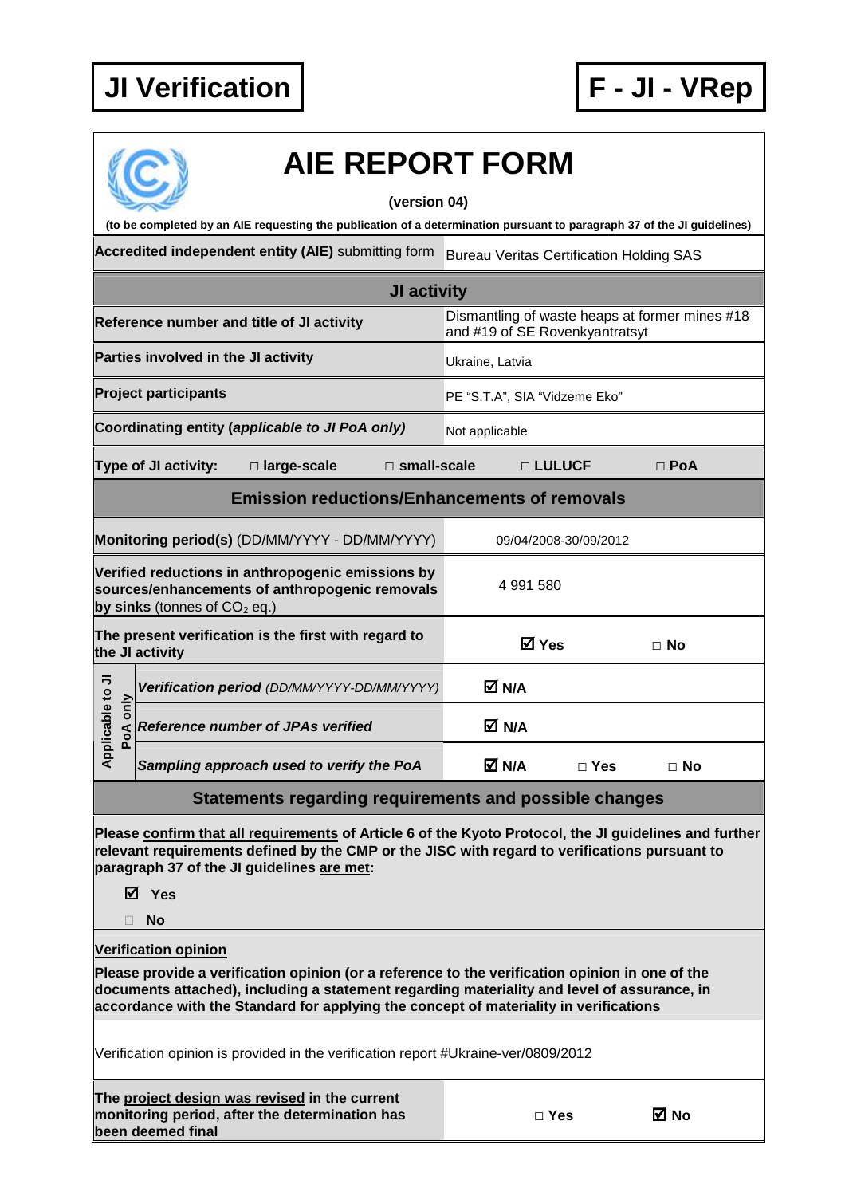**JI Verification** | **F - JI - VRep**

# AIE REPORT FORM

**(version 04)**

**(to be completed by an AIE requesting the publication of a determination pursuant to paragraph 37 of the JI guidelines)**

| | |
|---|---|
| **Accredited independent entity (AIE)** submitting form | Bureau Veritas Certification Holding SAS |

## JI activity

| | |
|---|---|
| **Reference number and title of JI activity** | Dismantling of waste heaps at former mines #18 and #19 of SE Rovenkyantratsyt |
| **Parties involved in the JI activity** | Ukraine, Latvia |
| **Project participants** | PE "S.T.A", SIA "Vidzeme Eko" |
| **Coordinating entity (*applicable to JI PoA only*)** | Not applicable |

**Type of JI activity:** □ **large-scale** □ **small-scale** □ **LULUCF** □ **PoA**

## Emission reductions/Enhancements of removals

| | |
|---|---|
| **Monitoring period(s)** (DD/MM/YYYY - DD/MM/YYYY) | 09/04/2008-30/09/2012 |
| **Verified reductions in anthropogenic emissions by sources/enhancements of anthropogenic removals by sinks** (tonnes of $CO_2$ eq.) | 4 991 580 |
| **The present verification is the first with regard to the JI activity** | ☑ **Yes** □ **No** |

| Applicable to JI PoA only | | |
|---|---|---|
| | ***Verification period** (DD/MM/YYYY-DD/MM/YYYY)* | ☑ **N/A** |
| | ***Reference number of JPAs verified*** | ☑ **N/A** |
| | ***Sampling approach used to verify the PoA*** | ☑ **N/A** □ **Yes** □ **No** |

## Statements regarding requirements and possible changes

**Please confirm that all requirements of Article 6 of the Kyoto Protocol, the JI guidelines and further relevant requirements defined by the CMP or the JISC with regard to verifications pursuant to paragraph 37 of the JI guidelines are met:**

☑ **Yes**

□ **No**

**Verification opinion**

**Please provide a verification opinion (or a reference to the verification opinion in one of the documents attached), including a statement regarding materiality and level of assurance, in accordance with the Standard for applying the concept of materiality in verifications**

Verification opinion is provided in the verification report #Ukraine-ver/0809/2012

| | |
|---|---|
| **The project design was revised in the current monitoring period, after the determination has been deemed final** | □ **Yes** ☑ **No** |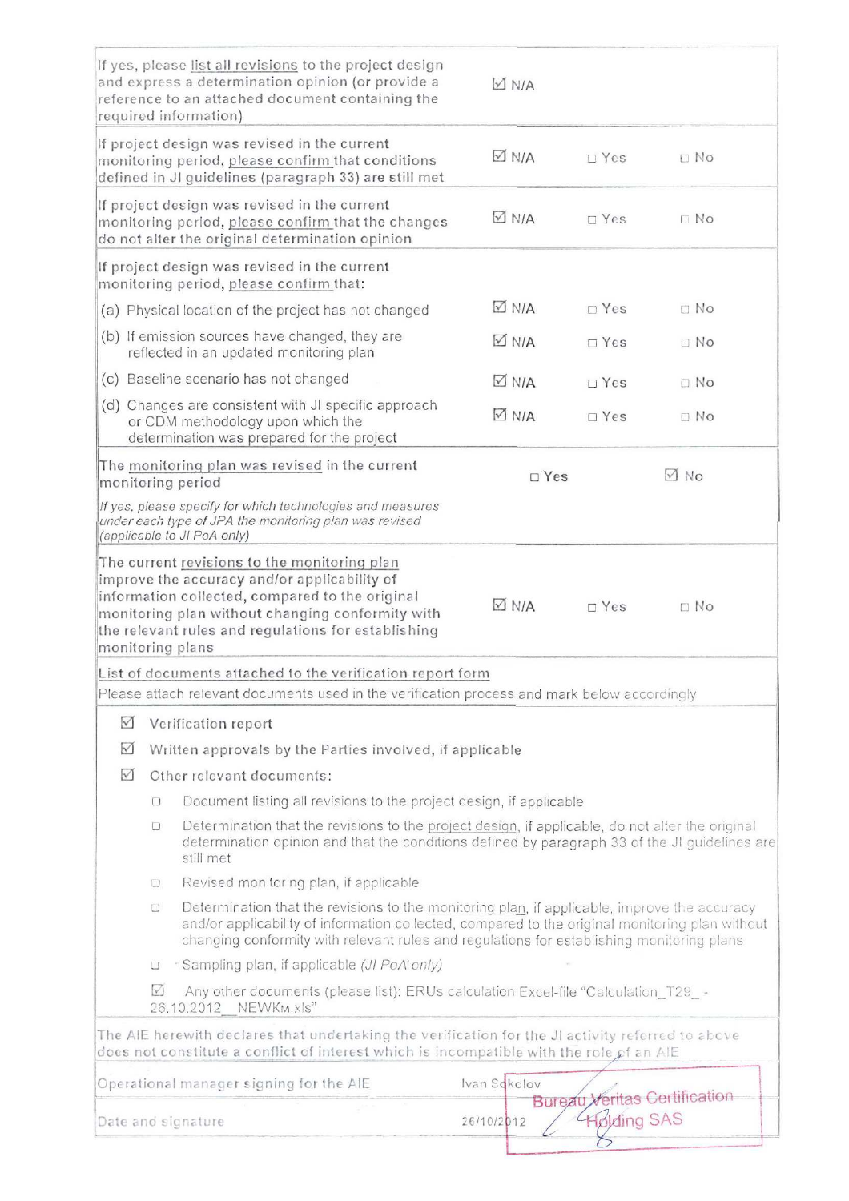| | | | |
|---|---|---|---|
| If yes, please list all revisions to the project design and express a determination opinion (or provide a reference to an attached document containing the required information) | ☑ N/A | | |
| If project design was revised in the current monitoring period, please confirm that conditions defined in JI guidelines (paragraph 33) are still met | ☑ N/A | ☐ Yes | ☐ No |
| If project design was revised in the current monitoring period, please confirm that the changes do not alter the original determination opinion | ☑ N/A | ☐ Yes | ☐ No |
| If project design was revised in the current monitoring period, please confirm that: | | | |
| (a) Physical location of the project has not changed | ☑ N/A | ☐ Yes | ☐ No |
| (b) If emission sources have changed, they are reflected in an updated monitoring plan | ☑ N/A | ☐ Yes | ☐ No |
| (c) Baseline scenario has not changed | ☑ N/A | ☐ Yes | ☐ No |
| (d) Changes are consistent with JI specific approach or CDM methodology upon which the determination was prepared for the project | ☑ N/A | ☐ Yes | ☐ No |
| The monitoring plan was revised in the current monitoring period<br>*If yes, please specify for which technologies and measures under each type of JPA the monitoring plan was revised (applicable to JI PoA only)* | | ☐ Yes | ☑ No |
| The current revisions to the monitoring plan improve the accuracy and/or applicability of information collected, compared to the original monitoring plan without changing conformity with the relevant rules and regulations for establishing monitoring plans | ☑ N/A | ☐ Yes | ☐ No |

**List of documents attached to the verification report form**

Please attach relevant documents used in the verification process and mark below accordingly

- ☑ Verification report
- ☑ Written approvals by the Parties involved, if applicable
- ☑ Other relevant documents:
  - ☐ Document listing all revisions to the project design, if applicable
  - ☐ Determination that the revisions to the project design, if applicable, do not alter the original determination opinion and that the conditions defined by paragraph 33 of the JI guidelines are still met
  - ☐ Revised monitoring plan, if applicable
  - ☐ Determination that the revisions to the monitoring plan, if applicable, improve the accuracy and/or applicability of information collected, compared to the original monitoring plan without changing conformity with relevant rules and regulations for establishing monitoring plans
  - ☐ Sampling plan, if applicable *(JI PoA only)*
  - ☑ Any other documents (please list): ERUs calculation Excel-file "Calculation_T29_-26.10.2012__NEWKм.xls"

The AIE herewith declares that undertaking the verification for the JI activity referred to above does not constitute a conflict of interest which is incompatible with the role of an AIE

| | |
|---|---|
| Operational manager signing for the AIE | Ivan Sokolov |
| Date and signature | 26/10/2012 |

Bureau Veritas Certification Holding SAS